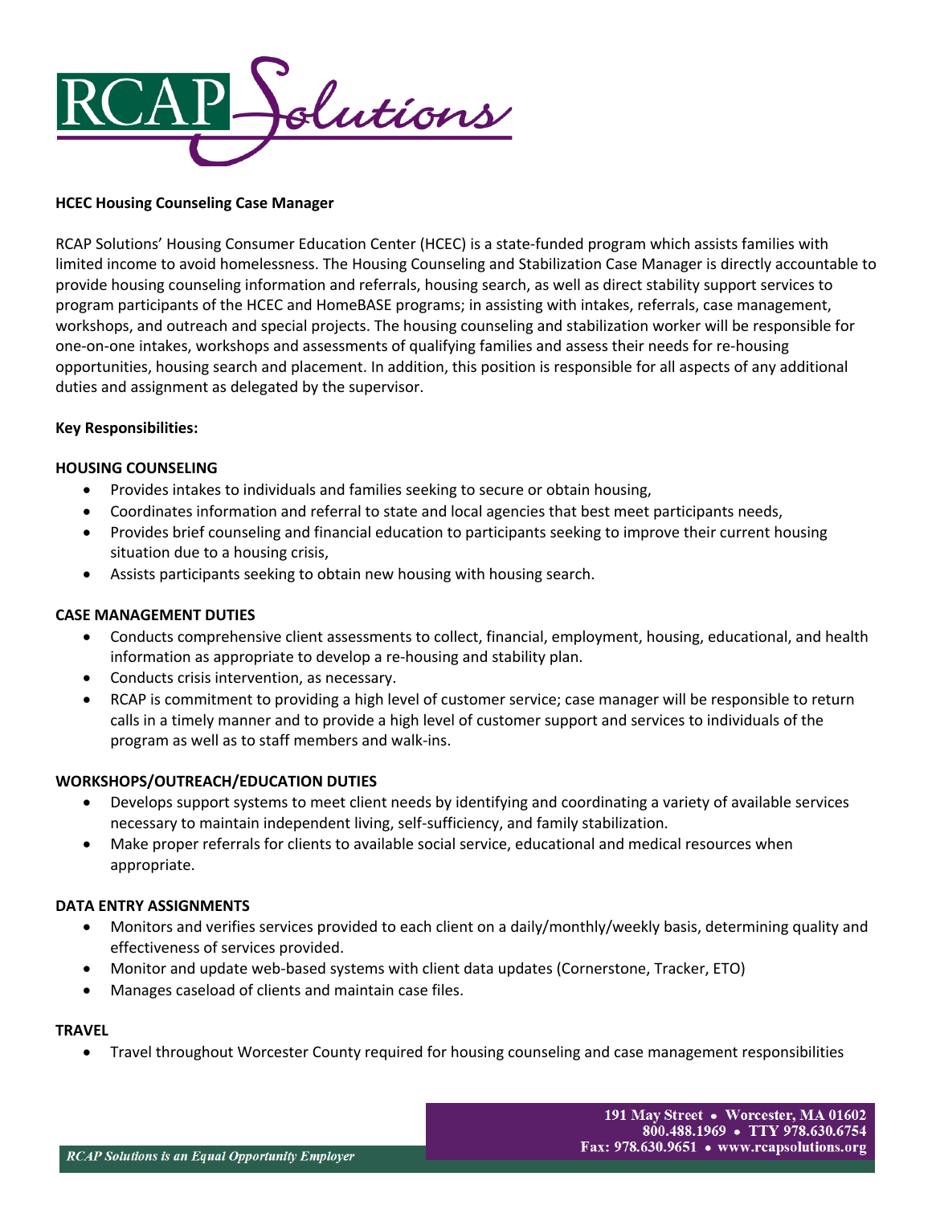# HCEC Housing Counseling Case Manager

RCAP Solutions' Housing Consumer Education Center (HCEC) is a state-funded program which assists families with limited income to avoid homelessness. The Housing Counseling and Stabilization Case Manager is directly accountable to provide housing counseling information and referrals, housing search, as well as direct stability support services to program participants of the HCEC and HomeBASE programs; in assisting with intakes, referrals, case management, workshops, and outreach and special projects. The housing counseling and stabilization worker will be responsible for one-on-one intakes, workshops and assessments of qualifying families and assess their needs for re-housing opportunities, housing search and placement. In addition, this position is responsible for all aspects of any additional duties and assignment as delegated by the supervisor.

**Key Responsibilities:**

## HOUSING COUNSELING

- Provides intakes to individuals and families seeking to secure or obtain housing,
- Coordinates information and referral to state and local agencies that best meet participants needs,
- Provides brief counseling and financial education to participants seeking to improve their current housing situation due to a housing crisis,
- Assists participants seeking to obtain new housing with housing search.

## CASE MANAGEMENT DUTIES

- Conducts comprehensive client assessments to collect, financial, employment, housing, educational, and health information as appropriate to develop a re-housing and stability plan.
- Conducts crisis intervention, as necessary.
- RCAP is commitment to providing a high level of customer service; case manager will be responsible to return calls in a timely manner and to provide a high level of customer support and services to individuals of the program as well as to staff members and walk-ins.

## WORKSHOPS/OUTREACH/EDUCATION DUTIES

- Develops support systems to meet client needs by identifying and coordinating a variety of available services necessary to maintain independent living, self-sufficiency, and family stabilization.
- Make proper referrals for clients to available social service, educational and medical resources when appropriate.

## DATA ENTRY ASSIGNMENTS

- Monitors and verifies services provided to each client on a daily/monthly/weekly basis, determining quality and effectiveness of services provided.
- Monitor and update web-based systems with client data updates (Cornerstone, Tracker, ETO)
- Manages caseload of clients and maintain case files.

## TRAVEL

- Travel throughout Worcester County required for housing counseling and case management responsibilities

*RCAP Solutions is an Equal Opportunity Employer*

191 May Street • Worcester, MA 01602
800.488.1969 • TTY 978.630.6754
Fax: 978.630.9651 • www.rcapsolutions.org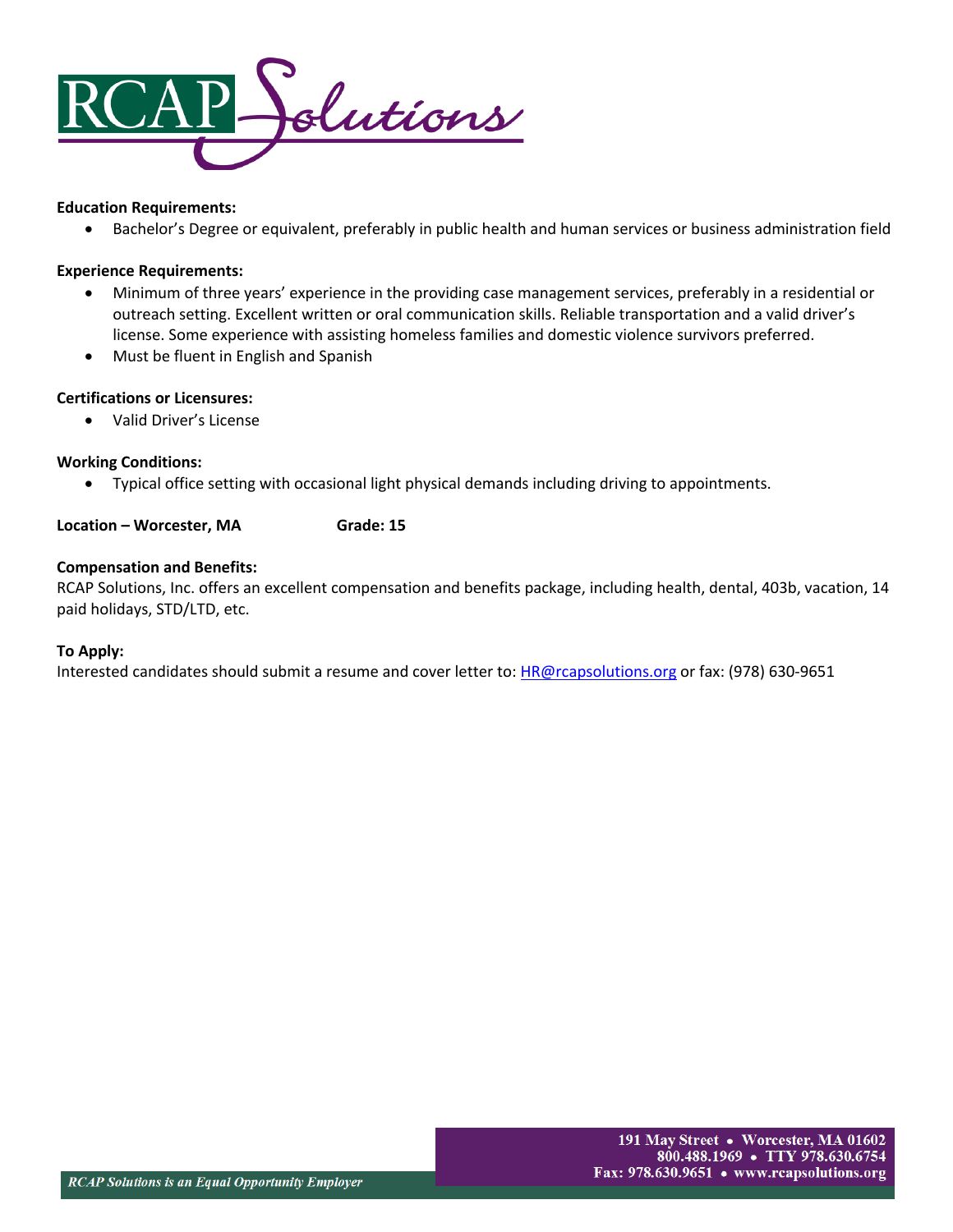**Education Requirements:**

- Bachelor's Degree or equivalent, preferably in public health and human services or business administration field

**Experience Requirements:**

- Minimum of three years' experience in the providing case management services, preferably in a residential or outreach setting. Excellent written or oral communication skills. Reliable transportation and a valid driver's license. Some experience with assisting homeless families and domestic violence survivors preferred.
- Must be fluent in English and Spanish

**Certifications or Licensures:**

- Valid Driver's License

**Working Conditions:**

- Typical office setting with occasional light physical demands including driving to appointments.

**Location – Worcester, MA** **Grade: 15**

**Compensation and Benefits:**

RCAP Solutions, Inc. offers an excellent compensation and benefits package, including health, dental, 403b, vacation, 14 paid holidays, STD/LTD, etc.

**To Apply:**

Interested candidates should submit a resume and cover letter to: HR@rcapsolutions.org or fax: (978) 630-9651

191 May Street • Worcester, MA 01602
800.488.1969 • TTY 978.630.6754
Fax: 978.630.9651 • www.rcapsolutions.org

*RCAP Solutions is an Equal Opportunity Employer*